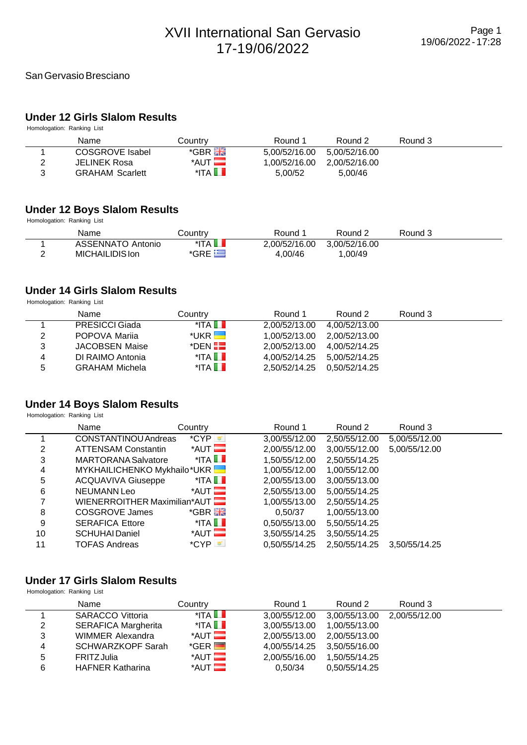# XVII International San Gervasio
17-19/06/2022

San Gervasio Bresciano

## Under 12 Girls Slalom Results

Homologation: Ranking List

| | Name | Country | Round 1 | Round 2 | Round 3 |
|---|---|---|---|---|---|
| 1 | COSGROVE Isabel | *GBR | 5,00/52/16.00 | 5,00/52/16.00 | |
| 2 | JELINEK Rosa | *AUT | 1,00/52/16.00 | 2,00/52/16.00 | |
| 3 | GRAHAM Scarlett | *ITA | 5,00/52 | 5,00/46 | |

## Under 12 Boys Slalom Results

Homologation: Ranking List

| | Name | Country | Round 1 | Round 2 | Round 3 |
|---|---|---|---|---|---|
| 1 | ASSENNATO Antonio | *ITA | 2,00/52/16.00 | 3,00/52/16.00 | |
| 2 | MICHAILIDIS Ion | *GRE | 4,00/46 | 1,00/49 | |

## Under 14 Girls Slalom Results

Homologation: Ranking List

| | Name | Country | Round 1 | Round 2 | Round 3 |
|---|---|---|---|---|---|
| 1 | PRESICCI Giada | *ITA | 2,00/52/13.00 | 4,00/52/13.00 | |
| 2 | POPOVA Mariia | *UKR | 1,00/52/13.00 | 2,00/52/13.00 | |
| 3 | JACOBSEN Maise | *DEN | 2,00/52/13.00 | 4,00/52/14.25 | |
| 4 | DI RAIMO Antonia | *ITA | 4,00/52/14.25 | 5,00/52/14.25 | |
| 5 | GRAHAM Michela | *ITA | 2,50/52/14.25 | 0,50/52/14.25 | |

## Under 14 Boys Slalom Results

Homologation: Ranking List

| | Name | Country | Round 1 | Round 2 | Round 3 |
|---|---|---|---|---|---|
| 1 | CONSTANTINOU Andreas | *CYP | 3,00/55/12.00 | 2,50/55/12.00 | 5,00/55/12.00 |
| 2 | ATTENSAM Constantin | *AUT | 2,00/55/12.00 | 3,00/55/12.00 | 5,00/55/12.00 |
| 3 | MARTORANA Salvatore | *ITA | 1,50/55/12.00 | 2,50/55/14.25 | |
| 4 | MYKHAILICHENKO Mykhailo | *UKR | 1,00/55/12.00 | 1,00/55/12.00 | |
| 5 | ACQUAVIVA Giuseppe | *ITA | 2,00/55/13.00 | 3,00/55/13.00 | |
| 6 | NEUMANN Leo | *AUT | 2,50/55/13.00 | 5,00/55/14.25 | |
| 7 | WIENERROITHER Maximilian | *AUT | 1,00/55/13.00 | 2,50/55/14.25 | |
| 8 | COSGROVE James | *GBR | 0,50/37 | 1,00/55/13.00 | |
| 9 | SERAFICA Ettore | *ITA | 0,50/55/13.00 | 5,50/55/14.25 | |
| 10 | SCHUHAI Daniel | *AUT | 3,50/55/14.25 | 3,50/55/14.25 | |
| 11 | TOFAS Andreas | *CYP | 0,50/55/14.25 | 2,50/55/14.25 | 3,50/55/14.25 |

## Under 17 Girls Slalom Results

Homologation: Ranking List

| | Name | Country | Round 1 | Round 2 | Round 3 |
|---|---|---|---|---|---|
| 1 | SARACCO Vittoria | *ITA | 3,00/55/12.00 | 3,00/55/13.00 | 2,00/55/12.00 |
| 2 | SERAFICA Margherita | *ITA | 3,00/55/13.00 | 1,00/55/13.00 | |
| 3 | WIMMER Alexandra | *AUT | 2,00/55/13.00 | 2,00/55/13.00 | |
| 4 | SCHWARZKOPF Sarah | *GER | 4,00/55/14.25 | 3,50/55/16.00 | |
| 5 | FRITZ Julia | *AUT | 2,00/55/16.00 | 1,50/55/14.25 | |
| 6 | HAFNER Katharina | *AUT | 0,50/34 | 0,50/55/14.25 | |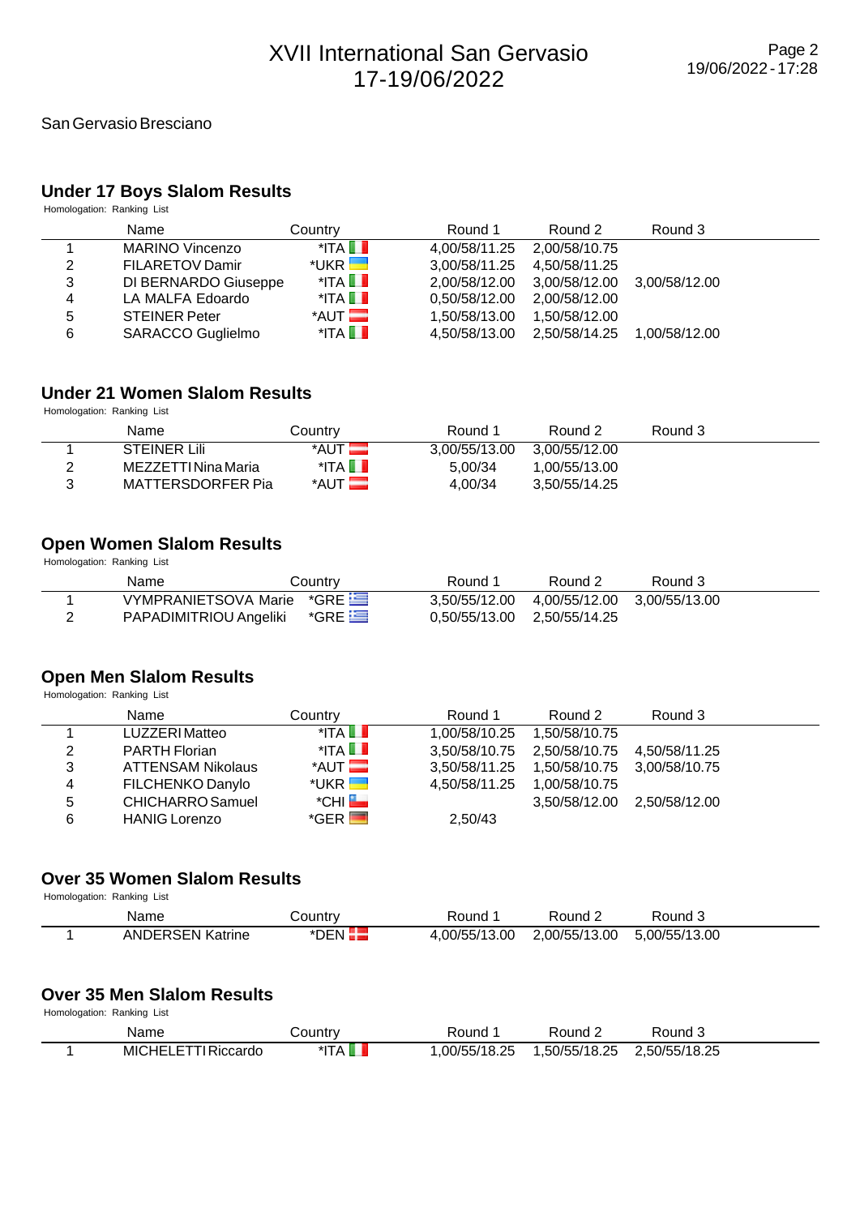# XVII International San Gervasio
17-19/06/2022

San Gervasio Bresciano

## Under 17 Boys Slalom Results

Homologation: Ranking List

| | Name | Country | Round 1 | Round 2 | Round 3 |
|---|---|---|---|---|---|
| 1 | MARINO Vincenzo | *ITA | 4,00/58/11.25 | 2,00/58/10.75 | |
| 2 | FILARETOV Damir | *UKR | 3,00/58/11.25 | 4,50/58/11.25 | |
| 3 | DI BERNARDO Giuseppe | *ITA | 2,00/58/12.00 | 3,00/58/12.00 | 3,00/58/12.00 |
| 4 | LA MALFA Edoardo | *ITA | 0,50/58/12.00 | 2,00/58/12.00 | |
| 5 | STEINER Peter | *AUT | 1,50/58/13.00 | 1,50/58/12.00 | |
| 6 | SARACCO Guglielmo | *ITA | 4,50/58/13.00 | 2,50/58/14.25 | 1,00/58/12.00 |

## Under 21 Women Slalom Results

Homologation: Ranking List

| | Name | Country | Round 1 | Round 2 | Round 3 |
|---|---|---|---|---|---|
| 1 | STEINER Lili | *AUT | 3,00/55/13.00 | 3,00/55/12.00 | |
| 2 | MEZZETTI Nina Maria | *ITA | 5,00/34 | 1,00/55/13.00 | |
| 3 | MATTERSDORFER Pia | *AUT | 4,00/34 | 3,50/55/14.25 | |

## Open Women Slalom Results

Homologation: Ranking List

| | Name | Country | Round 1 | Round 2 | Round 3 |
|---|---|---|---|---|---|
| 1 | VYMPRANIETSOVA Marie | *GRE | 3,50/55/12.00 | 4,00/55/12.00 | 3,00/55/13.00 |
| 2 | PAPADIMITRIOU Angeliki | *GRE | 0,50/55/13.00 | 2,50/55/14.25 | |

## Open Men Slalom Results

Homologation: Ranking List

| | Name | Country | Round 1 | Round 2 | Round 3 |
|---|---|---|---|---|---|
| 1 | LUZZERI Matteo | *ITA | 1,00/58/10.25 | 1,50/58/10.75 | |
| 2 | PARTH Florian | *ITA | 3,50/58/10.75 | 2,50/58/10.75 | 4,50/58/11.25 |
| 3 | ATTENSAM Nikolaus | *AUT | 3,50/58/11.25 | 1,50/58/10.75 | 3,00/58/10.75 |
| 4 | FILCHENKO Danylo | *UKR | 4,50/58/11.25 | 1,00/58/10.75 | |
| 5 | CHICHARRO Samuel | *CHI | | 3,50/58/12.00 | 2,50/58/12.00 |
| 6 | HANIG Lorenzo | *GER | 2,50/43 | | |

## Over 35 Women Slalom Results

Homologation: Ranking List

| | Name | Country | Round 1 | Round 2 | Round 3 |
|---|---|---|---|---|---|
| 1 | ANDERSEN Katrine | *DEN | 4,00/55/13.00 | 2,00/55/13.00 | 5,00/55/13.00 |

## Over 35 Men Slalom Results

Homologation: Ranking List

| | Name | Country | Round 1 | Round 2 | Round 3 |
|---|---|---|---|---|---|
| 1 | MICHELETTI Riccardo | *ITA | 1,00/55/18.25 | 1,50/55/18.25 | 2,50/55/18.25 |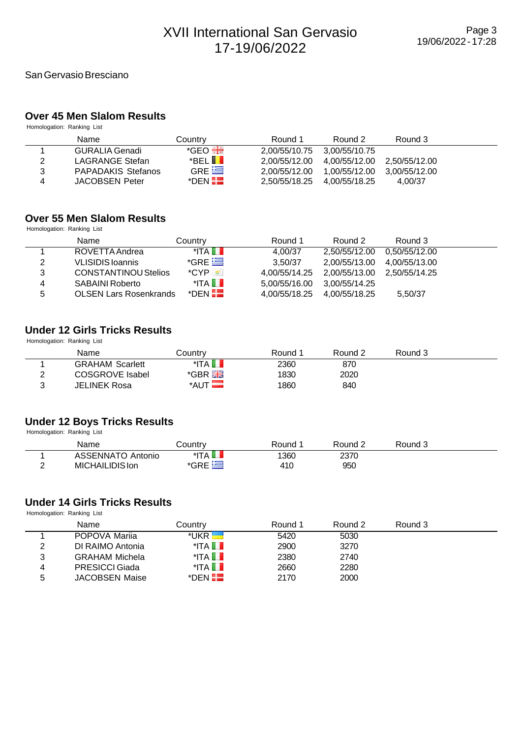# XVII International San Gervasio 17-19/06/2022

San Gervasio Bresciano

## Over 45 Men Slalom Results

Homologation: Ranking List

| | Name | Country | Round 1 | Round 2 | Round 3 |
|---|---|---|---|---|---|
| 1 | GURALIA Genadi | *GEO | 2,00/55/10.75 | 3,00/55/10.75 | |
| 2 | LAGRANGE Stefan | *BEL | 2,00/55/12.00 | 4,00/55/12.00 | 2,50/55/12.00 |
| 3 | PAPADAKIS Stefanos | GRE | 2,00/55/12.00 | 1,00/55/12.00 | 3,00/55/12.00 |
| 4 | JACOBSEN Peter | *DEN | 2,50/55/18.25 | 4,00/55/18.25 | 4,00/37 |

## Over 55 Men Slalom Results

Homologation: Ranking List

| | Name | Country | Round 1 | Round 2 | Round 3 |
|---|---|---|---|---|---|
| 1 | ROVETTA Andrea | *ITA | 4,00/37 | 2,50/55/12.00 | 0,50/55/12.00 |
| 2 | VLISIDIS Ioannis | *GRE | 3,50/37 | 2,00/55/13.00 | 4,00/55/13.00 |
| 3 | CONSTANTINOU Stelios | *CYP | 4,00/55/14.25 | 2,00/55/13.00 | 2,50/55/14.25 |
| 4 | SABAINI Roberto | *ITA | 5,00/55/16.00 | 3,00/55/14.25 | |
| 5 | OLSEN Lars Rosenkrands | *DEN | 4,00/55/18.25 | 4,00/55/18.25 | 5,50/37 |

## Under 12 Girls Tricks Results

Homologation: Ranking List

| | Name | Country | Round 1 | Round 2 | Round 3 |
|---|---|---|---|---|---|
| 1 | GRAHAM Scarlett | *ITA | 2360 | 870 | |
| 2 | COSGROVE Isabel | *GBR | 1830 | 2020 | |
| 3 | JELINEK Rosa | *AUT | 1860 | 840 | |

## Under 12 Boys Tricks Results

Homologation: Ranking List

| | Name | Country | Round 1 | Round 2 | Round 3 |
|---|---|---|---|---|---|
| 1 | ASSENNATO Antonio | *ITA | 1360 | 2370 | |
| 2 | MICHAILIDIS Ion | *GRE | 410 | 950 | |

## Under 14 Girls Tricks Results

Homologation: Ranking List

| | Name | Country | Round 1 | Round 2 | Round 3 |
|---|---|---|---|---|---|
| 1 | POPOVA Mariia | *UKR | 5420 | 5030 | |
| 2 | DI RAIMO Antonia | *ITA | 2900 | 3270 | |
| 3 | GRAHAM Michela | *ITA | 2380 | 2740 | |
| 4 | PRESICCI Giada | *ITA | 2660 | 2280 | |
| 5 | JACOBSEN Maise | *DEN | 2170 | 2000 | |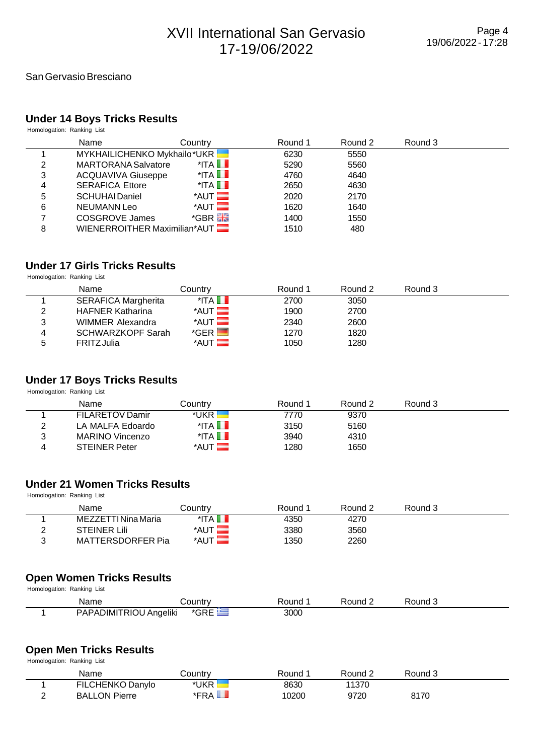# XVII International San Gervasio
# 17-19/06/2022

San Gervasio Bresciano

## Under 14 Boys Tricks Results

Homologation: Ranking List

| | Name | Country | Round 1 | Round 2 | Round 3 |
|---|---|---|---|---|---|
| 1 | MYKHAILICHENKO Mykhailo | *UKR | 6230 | 5550 | |
| 2 | MARTORANA Salvatore | *ITA | 5290 | 5560 | |
| 3 | ACQUAVIVA Giuseppe | *ITA | 4760 | 4640 | |
| 4 | SERAFICA Ettore | *ITA | 2650 | 4630 | |
| 5 | SCHUHAI Daniel | *AUT | 2020 | 2170 | |
| 6 | NEUMANN Leo | *AUT | 1620 | 1640 | |
| 7 | COSGROVE James | *GBR | 1400 | 1550 | |
| 8 | WIENERROITHER Maximilian | *AUT | 1510 | 480 | |

## Under 17 Girls Tricks Results

Homologation: Ranking List

| | Name | Country | Round 1 | Round 2 | Round 3 |
|---|---|---|---|---|---|
| 1 | SERAFICA Margherita | *ITA | 2700 | 3050 | |
| 2 | HAFNER Katharina | *AUT | 1900 | 2700 | |
| 3 | WIMMER Alexandra | *AUT | 2340 | 2600 | |
| 4 | SCHWARZKOPF Sarah | *GER | 1270 | 1820 | |
| 5 | FRITZ Julia | *AUT | 1050 | 1280 | |

## Under 17 Boys Tricks Results

Homologation: Ranking List

| | Name | Country | Round 1 | Round 2 | Round 3 |
|---|---|---|---|---|---|
| 1 | FILARETOV Damir | *UKR | 7770 | 9370 | |
| 2 | LA MALFA Edoardo | *ITA | 3150 | 5160 | |
| 3 | MARINO Vincenzo | *ITA | 3940 | 4310 | |
| 4 | STEINER Peter | *AUT | 1280 | 1650 | |

## Under 21 Women Tricks Results

Homologation: Ranking List

| | Name | Country | Round 1 | Round 2 | Round 3 |
|---|---|---|---|---|---|
| 1 | MEZZETTI Nina Maria | *ITA | 4350 | 4270 | |
| 2 | STEINER Lili | *AUT | 3380 | 3560 | |
| 3 | MATTERSDORFER Pia | *AUT | 1350 | 2260 | |

## Open Women Tricks Results

Homologation: Ranking List

| | Name | Country | Round 1 | Round 2 | Round 3 |
|---|---|---|---|---|---|
| 1 | PAPADIMITRIOU Angeliki | *GRE | 3000 | | |

## Open Men Tricks Results

Homologation: Ranking List

| | Name | Country | Round 1 | Round 2 | Round 3 |
|---|---|---|---|---|---|
| 1 | FILCHENKO Danylo | *UKR | 8630 | 11370 | |
| 2 | BALLON Pierre | *FRA | 10200 | 9720 | 8170 |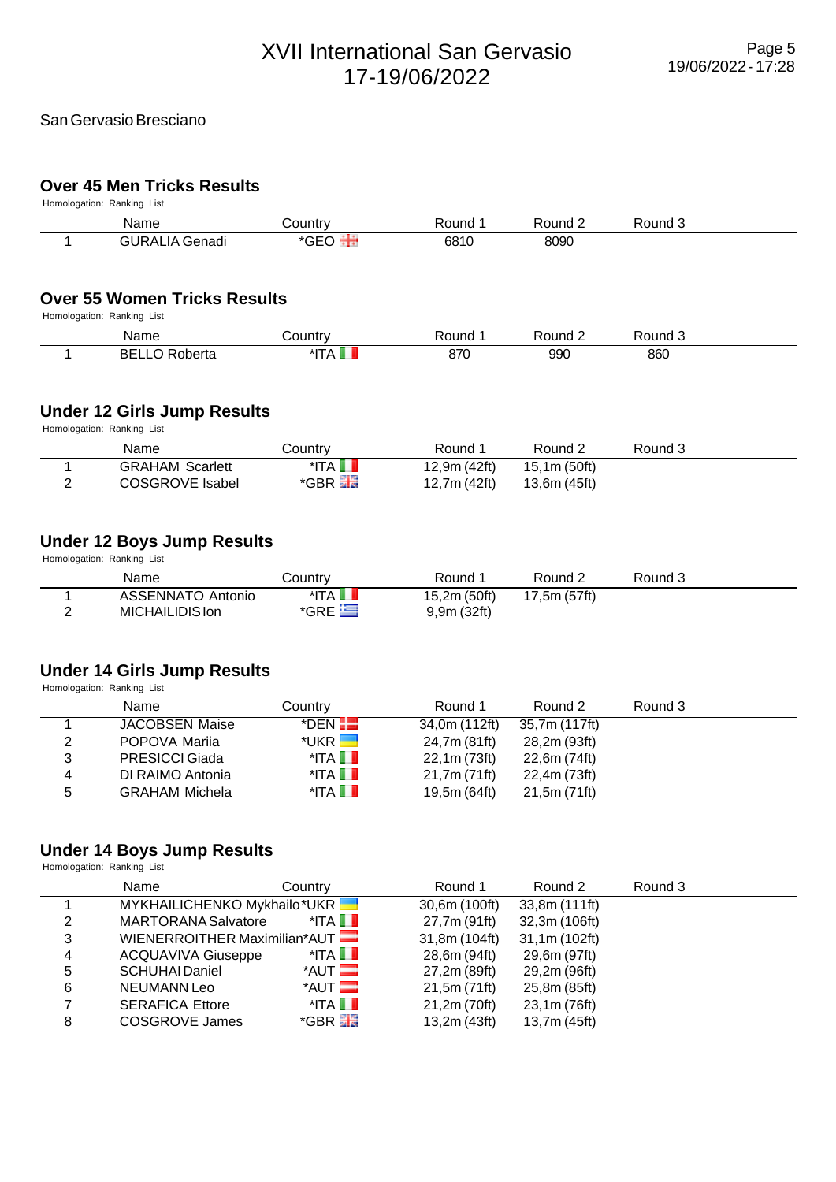San Gervasio Bresciano

## Over 45 Men Tricks Results

Homologation: Ranking List

| | Name | Country | Round 1 | Round 2 | Round 3 |
|---|---|---|---|---|---|
| 1 | GURALIA Genadi | *GEO | 6810 | 8090 | |

## Over 55 Women Tricks Results

Homologation: Ranking List

| | Name | Country | Round 1 | Round 2 | Round 3 |
|---|---|---|---|---|---|
| 1 | BELLO Roberta | *ITA | 870 | 990 | 860 |

## Under 12 Girls Jump Results

Homologation: Ranking List

| | Name | Country | Round 1 | Round 2 | Round 3 |
|---|---|---|---|---|---|
| 1 | GRAHAM Scarlett | *ITA | 12,9m (42ft) | 15,1m (50ft) | |
| 2 | COSGROVE Isabel | *GBR | 12,7m (42ft) | 13,6m (45ft) | |

## Under 12 Boys Jump Results

Homologation: Ranking List

| | Name | Country | Round 1 | Round 2 | Round 3 |
|---|---|---|---|---|---|
| 1 | ASSENNATO Antonio | *ITA | 15,2m (50ft) | 17,5m (57ft) | |
| 2 | MICHAILIDIS Ion | *GRE | 9,9m (32ft) | | |

## Under 14 Girls Jump Results

Homologation: Ranking List

| | Name | Country | Round 1 | Round 2 | Round 3 |
|---|---|---|---|---|---|
| 1 | JACOBSEN Maise | *DEN | 34,0m (112ft) | 35,7m (117ft) | |
| 2 | POPOVA Mariia | *UKR | 24,7m (81ft) | 28,2m (93ft) | |
| 3 | PRESICCI Giada | *ITA | 22,1m (73ft) | 22,6m (74ft) | |
| 4 | DI RAIMO Antonia | *ITA | 21,7m (71ft) | 22,4m (73ft) | |
| 5 | GRAHAM Michela | *ITA | 19,5m (64ft) | 21,5m (71ft) | |

## Under 14 Boys Jump Results

Homologation: Ranking List

| | Name | Country | Round 1 | Round 2 | Round 3 |
|---|---|---|---|---|---|
| 1 | MYKHAILICHENKO Mykhailo | *UKR | 30,6m (100ft) | 33,8m (111ft) | |
| 2 | MARTORANA Salvatore | *ITA | 27,7m (91ft) | 32,3m (106ft) | |
| 3 | WIENERROITHER Maximilian | *AUT | 31,8m (104ft) | 31,1m (102ft) | |
| 4 | ACQUAVIVA Giuseppe | *ITA | 28,6m (94ft) | 29,6m (97ft) | |
| 5 | SCHUHAI Daniel | *AUT | 27,2m (89ft) | 29,2m (96ft) | |
| 6 | NEUMANN Leo | *AUT | 21,5m (71ft) | 25,8m (85ft) | |
| 7 | SERAFICA Ettore | *ITA | 21,2m (70ft) | 23,1m (76ft) | |
| 8 | COSGROVE James | *GBR | 13,2m (43ft) | 13,7m (45ft) | |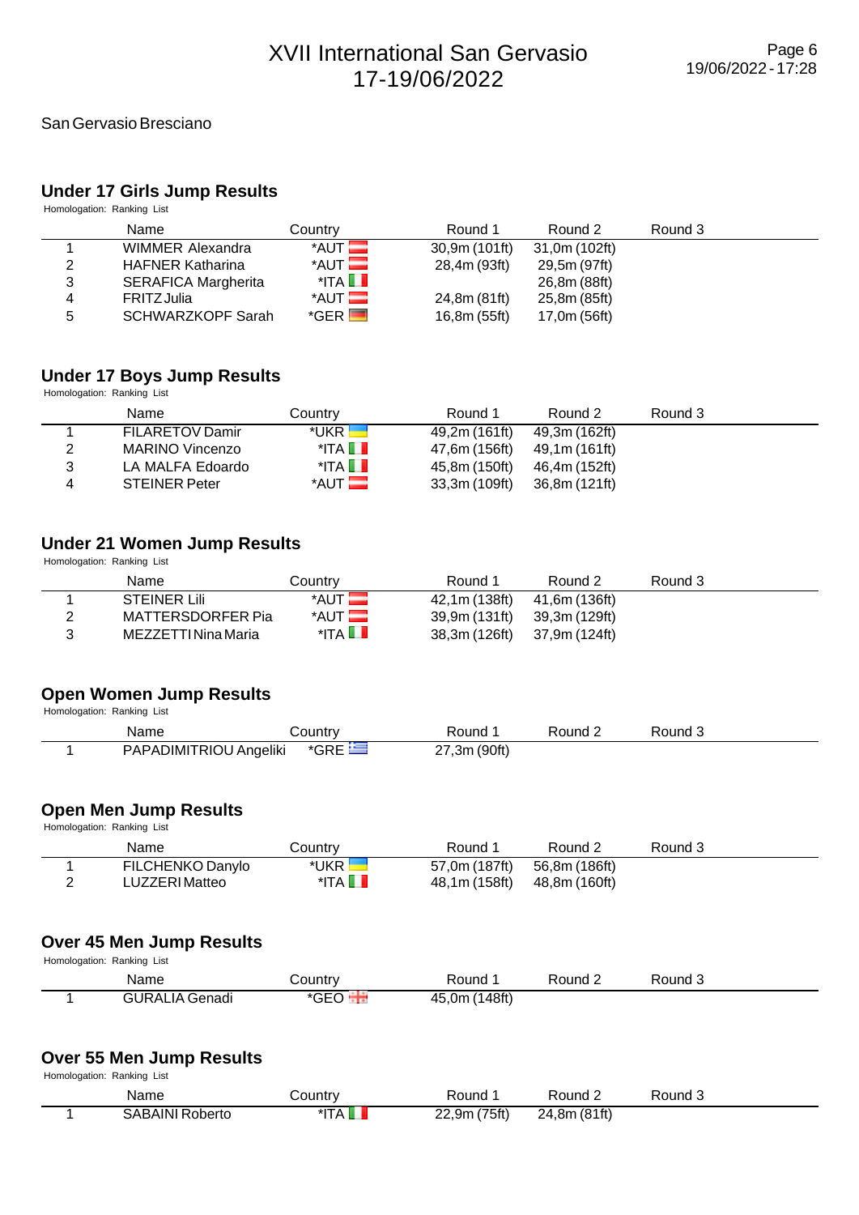# XVII International San Gervasio
17-19/06/2022

San Gervasio Bresciano

## Under 17 Girls Jump Results

Homologation: Ranking List

| | Name | Country | Round 1 | Round 2 | Round 3 |
|---|---|---|---|---|---|
| 1 | WIMMER Alexandra | *AUT | 30,9m (101ft) | 31,0m (102ft) | |
| 2 | HAFNER Katharina | *AUT | 28,4m (93ft) | 29,5m (97ft) | |
| 3 | SERAFICA Margherita | *ITA | | 26,8m (88ft) | |
| 4 | FRITZ Julia | *AUT | 24,8m (81ft) | 25,8m (85ft) | |
| 5 | SCHWARZKOPF Sarah | *GER | 16,8m (55ft) | 17,0m (56ft) | |

## Under 17 Boys Jump Results

Homologation: Ranking List

| | Name | Country | Round 1 | Round 2 | Round 3 |
|---|---|---|---|---|---|
| 1 | FILARETOV Damir | *UKR | 49,2m (161ft) | 49,3m (162ft) | |
| 2 | MARINO Vincenzo | *ITA | 47,6m (156ft) | 49,1m (161ft) | |
| 3 | LA MALFA Edoardo | *ITA | 45,8m (150ft) | 46,4m (152ft) | |
| 4 | STEINER Peter | *AUT | 33,3m (109ft) | 36,8m (121ft) | |

## Under 21 Women Jump Results

Homologation: Ranking List

| | Name | Country | Round 1 | Round 2 | Round 3 |
|---|---|---|---|---|---|
| 1 | STEINER Lili | *AUT | 42,1m (138ft) | 41,6m (136ft) | |
| 2 | MATTERSDORFER Pia | *AUT | 39,9m (131ft) | 39,3m (129ft) | |
| 3 | MEZZETTI Nina Maria | *ITA | 38,3m (126ft) | 37,9m (124ft) | |

## Open Women Jump Results

Homologation: Ranking List

| | Name | Country | Round 1 | Round 2 | Round 3 |
|---|---|---|---|---|---|
| 1 | PAPADIMITRIOU Angeliki | *GRE | 27,3m (90ft) | | |

## Open Men Jump Results

Homologation: Ranking List

| | Name | Country | Round 1 | Round 2 | Round 3 |
|---|---|---|---|---|---|
| 1 | FILCHENKO Danylo | *UKR | 57,0m (187ft) | 56,8m (186ft) | |
| 2 | LUZZERI Matteo | *ITA | 48,1m (158ft) | 48,8m (160ft) | |

## Over 45 Men Jump Results

Homologation: Ranking List

| | Name | Country | Round 1 | Round 2 | Round 3 |
|---|---|---|---|---|---|
| 1 | GURALIA Genadi | *GEO | 45,0m (148ft) | | |

## Over 55 Men Jump Results

Homologation: Ranking List

| | Name | Country | Round 1 | Round 2 | Round 3 |
|---|---|---|---|---|---|
| 1 | SABAINI Roberto | *ITA | 22,9m (75ft) | 24,8m (81ft) | |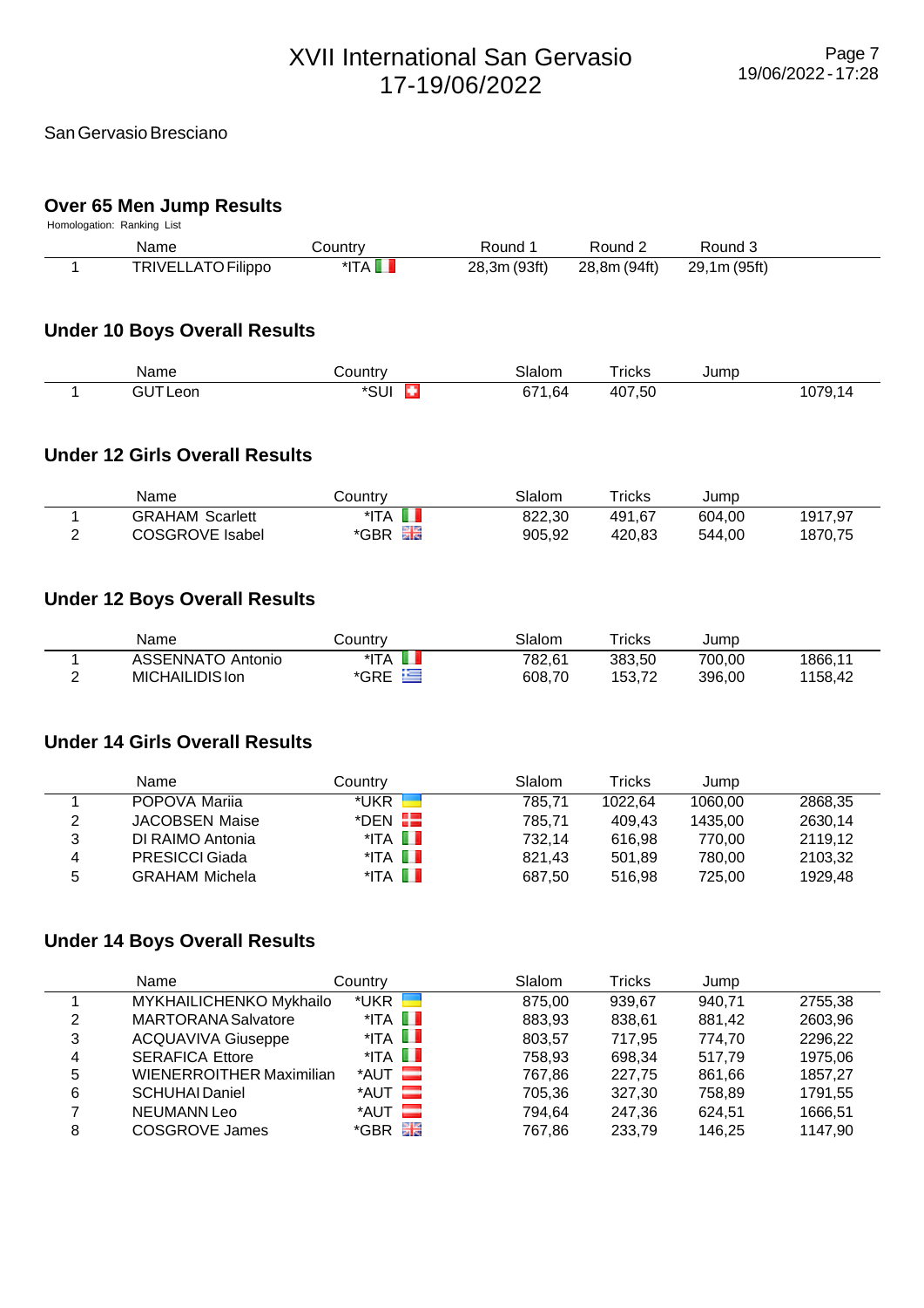# XVII International San Gervasio
## 17-19/06/2022

San Gervasio Bresciano

### Over 65 Men Jump Results

Homologation: Ranking List

| | Name | Country | Round 1 | Round 2 | Round 3 |
|---|---|---|---|---|---|
| 1 | TRIVELLATO Filippo | *ITA | 28,3m (93ft) | 28,8m (94ft) | 29,1m (95ft) |

### Under 10 Boys Overall Results

| | Name | Country | Slalom | Tricks | Jump | |
|---|---|---|---|---|---|---|
| 1 | GUT Leon | *SUI | 671,64 | 407,50 | | 1079,14 |

### Under 12 Girls Overall Results

| | Name | Country | Slalom | Tricks | Jump | |
|---|---|---|---|---|---|---|
| 1 | GRAHAM Scarlett | *ITA | 822,30 | 491,67 | 604,00 | 1917,97 |
| 2 | COSGROVE Isabel | *GBR | 905,92 | 420,83 | 544,00 | 1870,75 |

### Under 12 Boys Overall Results

| | Name | Country | Slalom | Tricks | Jump | |
|---|---|---|---|---|---|---|
| 1 | ASSENNATO Antonio | *ITA | 782,61 | 383,50 | 700,00 | 1866,11 |
| 2 | MICHAILIDIS Ion | *GRE | 608,70 | 153,72 | 396,00 | 1158,42 |

### Under 14 Girls Overall Results

| | Name | Country | Slalom | Tricks | Jump | |
|---|---|---|---|---|---|---|
| 1 | POPOVA Mariia | *UKR | 785,71 | 1022,64 | 1060,00 | 2868,35 |
| 2 | JACOBSEN Maise | *DEN | 785,71 | 409,43 | 1435,00 | 2630,14 |
| 3 | DI RAIMO Antonia | *ITA | 732,14 | 616,98 | 770,00 | 2119,12 |
| 4 | PRESICCI Giada | *ITA | 821,43 | 501,89 | 780,00 | 2103,32 |
| 5 | GRAHAM Michela | *ITA | 687,50 | 516,98 | 725,00 | 1929,48 |

### Under 14 Boys Overall Results

| | Name | Country | Slalom | Tricks | Jump | |
|---|---|---|---|---|---|---|
| 1 | MYKHAILICHENKO Mykhailo | *UKR | 875,00 | 939,67 | 940,71 | 2755,38 |
| 2 | MARTORANA Salvatore | *ITA | 883,93 | 838,61 | 881,42 | 2603,96 |
| 3 | ACQUAVIVA Giuseppe | *ITA | 803,57 | 717,95 | 774,70 | 2296,22 |
| 4 | SERAFICA Ettore | *ITA | 758,93 | 698,34 | 517,79 | 1975,06 |
| 5 | WIENERROITHER Maximilian | *AUT | 767,86 | 227,75 | 861,66 | 1857,27 |
| 6 | SCHUHAI Daniel | *AUT | 705,36 | 327,30 | 758,89 | 1791,55 |
| 7 | NEUMANN Leo | *AUT | 794,64 | 247,36 | 624,51 | 1666,51 |
| 8 | COSGROVE James | *GBR | 767,86 | 233,79 | 146,25 | 1147,90 |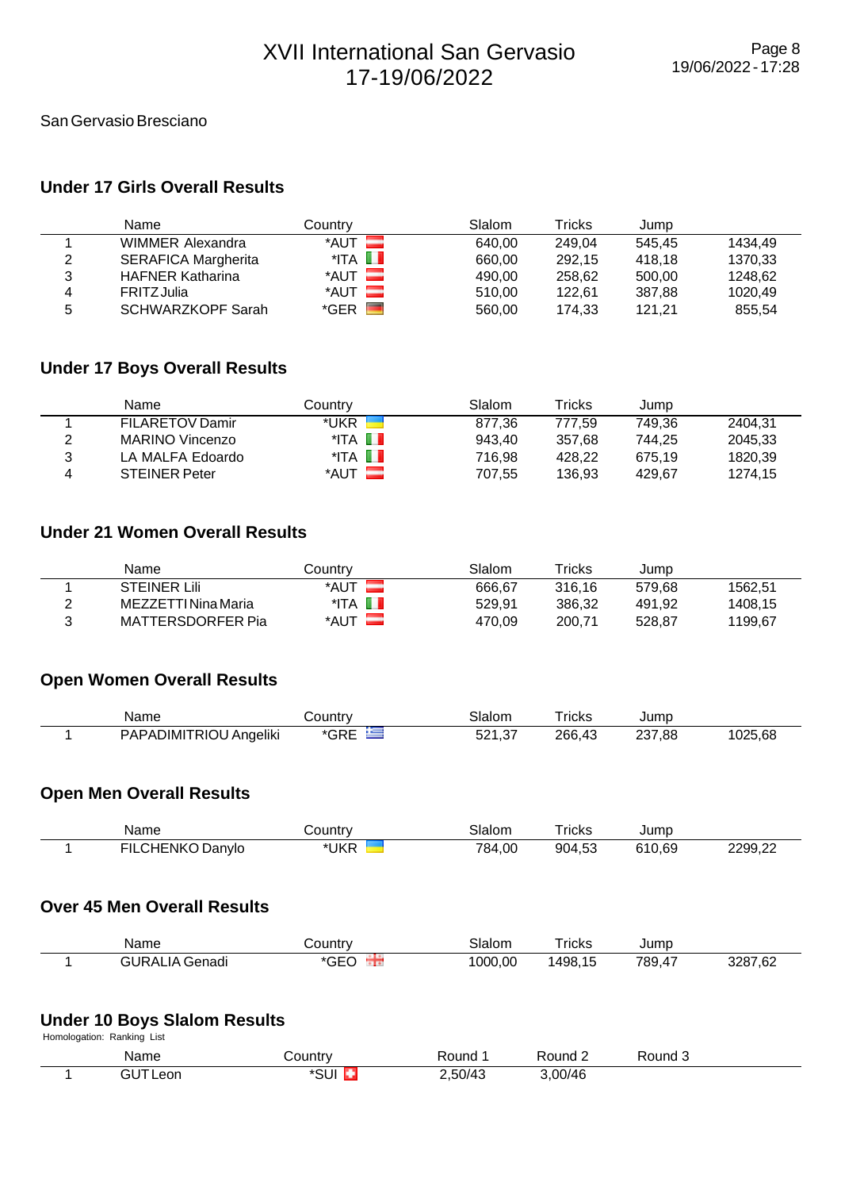# XVII International San Gervasio
# 17-19/06/2022

San Gervasio Bresciano

## Under 17 Girls Overall Results

| | Name | Country | Slalom | Tricks | Jump | |
|---|---|---|---|---|---|---|
| 1 | WIMMER Alexandra | *AUT | 640,00 | 249,04 | 545,45 | 1434,49 |
| 2 | SERAFICA Margherita | *ITA | 660,00 | 292,15 | 418,18 | 1370,33 |
| 3 | HAFNER Katharina | *AUT | 490,00 | 258,62 | 500,00 | 1248,62 |
| 4 | FRITZ Julia | *AUT | 510,00 | 122,61 | 387,88 | 1020,49 |
| 5 | SCHWARZKOPF Sarah | *GER | 560,00 | 174,33 | 121,21 | 855,54 |

## Under 17 Boys Overall Results

| | Name | Country | Slalom | Tricks | Jump | |
|---|---|---|---|---|---|---|
| 1 | FILARETOV Damir | *UKR | 877,36 | 777,59 | 749,36 | 2404,31 |
| 2 | MARINO Vincenzo | *ITA | 943,40 | 357,68 | 744,25 | 2045,33 |
| 3 | LA MALFA Edoardo | *ITA | 716,98 | 428,22 | 675,19 | 1820,39 |
| 4 | STEINER Peter | *AUT | 707,55 | 136,93 | 429,67 | 1274,15 |

## Under 21 Women Overall Results

| | Name | Country | Slalom | Tricks | Jump | |
|---|---|---|---|---|---|---|
| 1 | STEINER Lili | *AUT | 666,67 | 316,16 | 579,68 | 1562,51 |
| 2 | MEZZETTI Nina Maria | *ITA | 529,91 | 386,32 | 491,92 | 1408,15 |
| 3 | MATTERSDORFER Pia | *AUT | 470,09 | 200,71 | 528,87 | 1199,67 |

## Open Women Overall Results

| | Name | Country | Slalom | Tricks | Jump | |
|---|---|---|---|---|---|---|
| 1 | PAPADIMITRIOU Angeliki | *GRE | 521,37 | 266,43 | 237,88 | 1025,68 |

## Open Men Overall Results

| | Name | Country | Slalom | Tricks | Jump | |
|---|---|---|---|---|---|---|
| 1 | FILCHENKO Danylo | *UKR | 784,00 | 904,53 | 610,69 | 2299,22 |

## Over 45 Men Overall Results

| | Name | Country | Slalom | Tricks | Jump | |
|---|---|---|---|---|---|---|
| 1 | GURALIA Genadi | *GEO | 1000,00 | 1498,15 | 789,47 | 3287,62 |

## Under 10 Boys Slalom Results

Homologation: Ranking List

| | Name | Country | Round 1 | Round 2 | Round 3 |
|---|---|---|---|---|---|
| 1 | GUT Leon | *SUI | 2,50/43 | 3,00/46 | |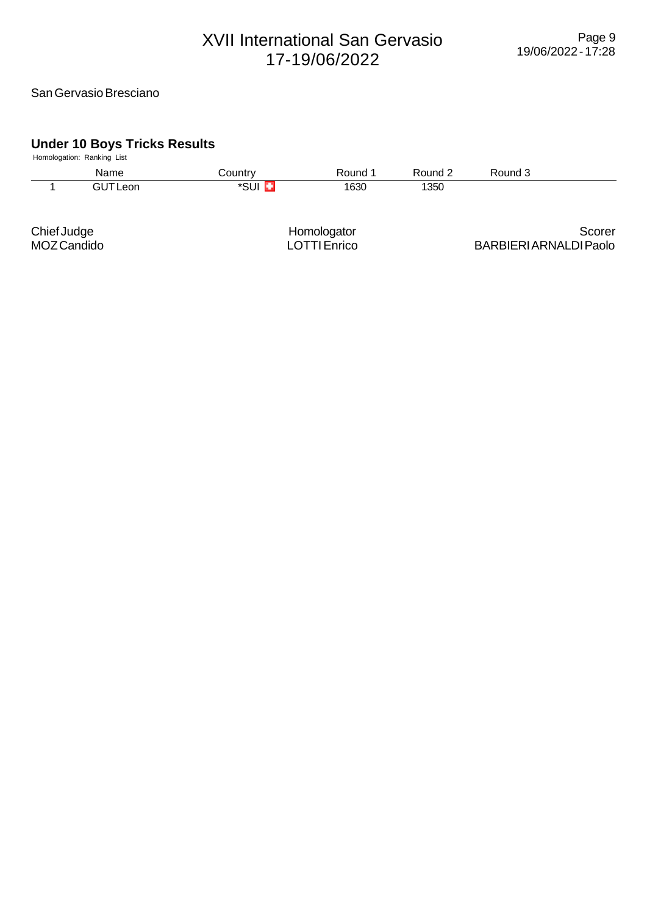# XVII International San Gervasio
# 17-19/06/2022

San Gervasio Bresciano

## Under 10 Boys Tricks Results

Homologation: Ranking List

| | Name | Country | Round 1 | Round 2 | Round 3 |
|---|---|---|---|---|---|
| 1 | GUT Leon | *SUI | 1630 | 1350 | |

Chief Judge
MOZ Candido

Homologator
LOTTI Enrico

Scorer
BARBIERI ARNALDI Paolo